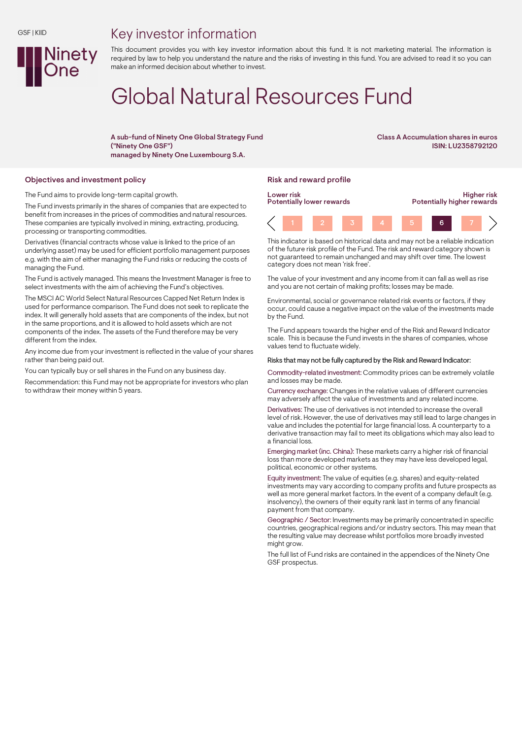GSF | KIID

# Key investor information

This document provides you with key investor information about this fund. It is not marketing material. The information is required by law to help you understand the nature and the risks of investing in this fund. You are advised to read it so you can make an informed decision about whether to invest.

# Global Natural Resources Fund

**A sub-fund of Ninety One Global Strategy Fund ("Ninety One GSF") managed by Ninety One Luxembourg S.A.**

**Class A Accumulation shares in euros ISIN: LU2358792120**

## Objectives and investment policy

The Fund aims to provide long-term capital growth.

The Fund invests primarily in the shares of companies that are expected to benefit from increases in the prices of commodities and natural resources. These companies are typically involved in mining, extracting, producing, processing or transporting commodities.

Derivatives (financial contracts whose value is linked to the price of an underlying asset) may be used for efficient portfolio management purposes e.g. with the aim of either managing the Fund risks or reducing the costs of managing the Fund.

The Fund is actively managed. This means the Investment Manager is free to select investments with the aim of achieving the Fund's objectives.

The MSCI AC World Select Natural Resources Capped Net Return Index is used for performance comparison. The Fund does not seek to replicate the index. It will generally hold assets that are components of the index, but not in the same proportions, and it is allowed to hold assets which are not components of the index. The assets of the Fund therefore may be very different from the index.

Any income due from your investment is reflected in the value of your shares rather than being paid out.

You can typically buy or sell shares in the Fund on any business day.

Recommendation: this Fund may not be appropriate for investors who plan to withdraw their money within 5 years.

## Risk and reward profile

| Lower risk<br>Potentially lower rewards | | | | | | Higher risk<br>Potentially higher rewards |
|---|---|---|---|---|---|---|
| 1 | 2 | 3 | 4 | 5 | **6** | 7 |

This indicator is based on historical data and may not be a reliable indication of the future risk profile of the Fund. The risk and reward category shown is not guaranteed to remain unchanged and may shift over time. The lowest category does not mean 'risk free'.

The value of your investment and any income from it can fall as well as rise and you are not certain of making profits; losses may be made.

Environmental, social or governance related risk events or factors, if they occur, could cause a negative impact on the value of the investments made by the Fund.

The Fund appears towards the higher end of the Risk and Reward Indicator scale. This is because the Fund invests in the shares of companies, whose values tend to fluctuate widely.

Risks that may not be fully captured by the Risk and Reward Indicator:

Commodity-related investment: Commodity prices can be extremely volatile and losses may be made.

Currency exchange: Changes in the relative values of different currencies may adversely affect the value of investments and any related income.

Derivatives: The use of derivatives is not intended to increase the overall level of risk. However, the use of derivatives may still lead to large changes in value and includes the potential for large financial loss. A counterparty to a derivative transaction may fail to meet its obligations which may also lead to a financial loss.

Emerging market (inc. China): These markets carry a higher risk of financial loss than more developed markets as they may have less developed legal, political, economic or other systems.

Equity investment: The value of equities (e.g. shares) and equity-related investments may vary according to company profits and future prospects as well as more general market factors. In the event of a company default (e.g. insolvency), the owners of their equity rank last in terms of any financial payment from that company.

Geographic / Sector: Investments may be primarily concentrated in specific countries, geographical regions and/or industry sectors. This may mean that the resulting value may decrease whilst portfolios more broadly invested might grow.

The full list of Fund risks are contained in the appendices of the Ninety One GSF prospectus.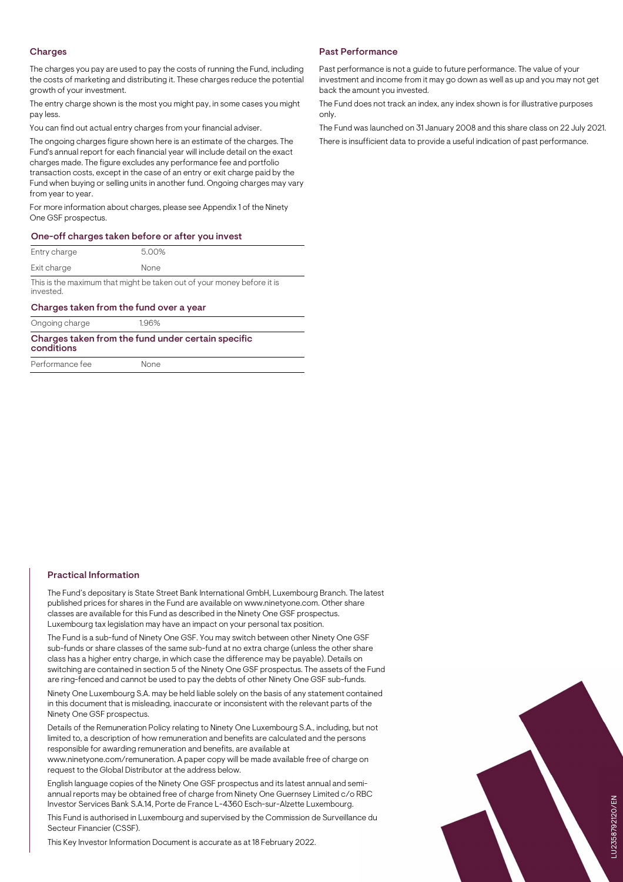## Charges

The charges you pay are used to pay the costs of running the Fund, including the costs of marketing and distributing it. These charges reduce the potential growth of your investment.

The entry charge shown is the most you might pay, in some cases you might pay less.

You can find out actual entry charges from your financial adviser.

The ongoing charges figure shown here is an estimate of the charges. The Fund's annual report for each financial year will include detail on the exact charges made. The figure excludes any performance fee and portfolio transaction costs, except in the case of an entry or exit charge paid by the Fund when buying or selling units in another fund. Ongoing charges may vary from year to year.

For more information about charges, please see Appendix 1 of the Ninety One GSF prospectus.

### One-off charges taken before or after you invest

| | |
|---|---|
| Entry charge | 5.00% |
| Exit charge | None |

This is the maximum that might be taken out of your money before it is invested.

### Charges taken from the fund over a year

| | |
|---|---|
| Ongoing charge | 1.96% |

### Charges taken from the fund under certain specific conditions

| | |
|---|---|
| Performance fee | None |

## Past Performance

Past performance is not a guide to future performance. The value of your investment and income from it may go down as well as up and you may not get back the amount you invested.

The Fund does not track an index, any index shown is for illustrative purposes only.

The Fund was launched on 31 January 2008 and this share class on 22 July 2021.

There is insufficient data to provide a useful indication of past performance.

## Practical Information

The Fund's depositary is State Street Bank International GmbH, Luxembourg Branch. The latest published prices for shares in the Fund are available on www.ninetyone.com. Other share classes are available for this Fund as described in the Ninety One GSF prospectus. Luxembourg tax legislation may have an impact on your personal tax position.

The Fund is a sub-fund of Ninety One GSF. You may switch between other Ninety One GSF sub-funds or share classes of the same sub-fund at no extra charge (unless the other share class has a higher entry charge, in which case the difference may be payable). Details on switching are contained in section 5 of the Ninety One GSF prospectus. The assets of the Fund are ring-fenced and cannot be used to pay the debts of other Ninety One GSF sub-funds.

Ninety One Luxembourg S.A. may be held liable solely on the basis of any statement contained in this document that is misleading, inaccurate or inconsistent with the relevant parts of the Ninety One GSF prospectus.

Details of the Remuneration Policy relating to Ninety One Luxembourg S.A., including, but not limited to, a description of how remuneration and benefits are calculated and the persons responsible for awarding remuneration and benefits, are available at www.ninetyone.com/remuneration. A paper copy will be made available free of charge on request to the Global Distributor at the address below.

English language copies of the Ninety One GSF prospectus and its latest annual and semi-annual reports may be obtained free of charge from Ninety One Guernsey Limited c/o RBC Investor Services Bank S.A.14, Porte de France L-4360 Esch-sur-Alzette Luxembourg.

This Fund is authorised in Luxembourg and supervised by the Commission de Surveillance du Secteur Financier (CSSF).

This Key Investor Information Document is accurate as at 18 February 2022.

LU2358792120/EN